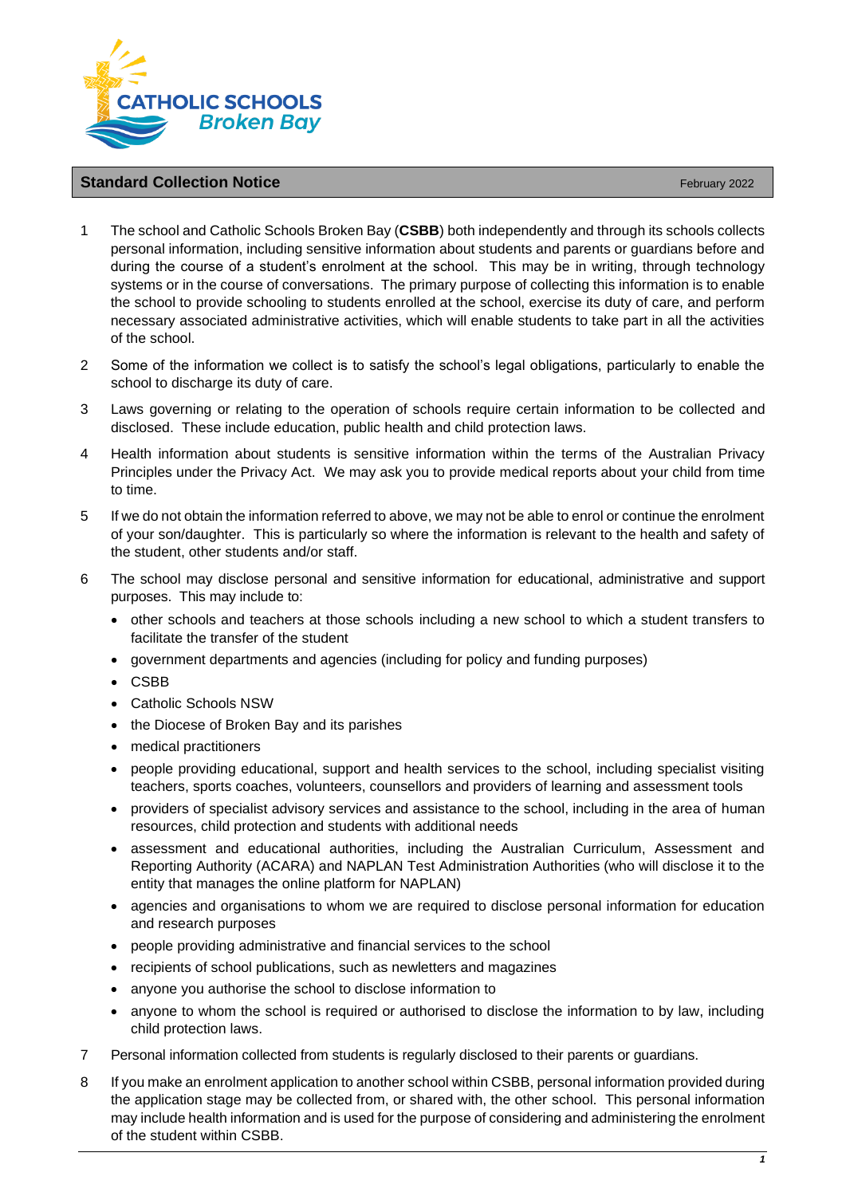## Standard Collection Notice

February 2022

1. The school and Catholic Schools Broken Bay (**CSBB**) both independently and through its schools collects personal information, including sensitive information about students and parents or guardians before and during the course of a student's enrolment at the school. This may be in writing, through technology systems or in the course of conversations. The primary purpose of collecting this information is to enable the school to provide schooling to students enrolled at the school, exercise its duty of care, and perform necessary associated administrative activities, which will enable students to take part in all the activities of the school.

2. Some of the information we collect is to satisfy the school's legal obligations, particularly to enable the school to discharge its duty of care.

3. Laws governing or relating to the operation of schools require certain information to be collected and disclosed. These include education, public health and child protection laws.

4. Health information about students is sensitive information within the terms of the Australian Privacy Principles under the Privacy Act. We may ask you to provide medical reports about your child from time to time.

5. If we do not obtain the information referred to above, we may not be able to enrol or continue the enrolment of your son/daughter. This is particularly so where the information is relevant to the health and safety of the student, other students and/or staff.

6. The school may disclose personal and sensitive information for educational, administrative and support purposes. This may include to:
   - other schools and teachers at those schools including a new school to which a student transfers to facilitate the transfer of the student
   - government departments and agencies (including for policy and funding purposes)
   - CSBB
   - Catholic Schools NSW
   - the Diocese of Broken Bay and its parishes
   - medical practitioners
   - people providing educational, support and health services to the school, including specialist visiting teachers, sports coaches, volunteers, counsellors and providers of learning and assessment tools
   - providers of specialist advisory services and assistance to the school, including in the area of human resources, child protection and students with additional needs
   - assessment and educational authorities, including the Australian Curriculum, Assessment and Reporting Authority (ACARA) and NAPLAN Test Administration Authorities (who will disclose it to the entity that manages the online platform for NAPLAN)
   - agencies and organisations to whom we are required to disclose personal information for education and research purposes
   - people providing administrative and financial services to the school
   - recipients of school publications, such as newletters and magazines
   - anyone you authorise the school to disclose information to
   - anyone to whom the school is required or authorised to disclose the information to by law, including child protection laws.

7. Personal information collected from students is regularly disclosed to their parents or guardians.

8. If you make an enrolment application to another school within CSBB, personal information provided during the application stage may be collected from, or shared with, the other school. This personal information may include health information and is used for the purpose of considering and administering the enrolment of the student within CSBB.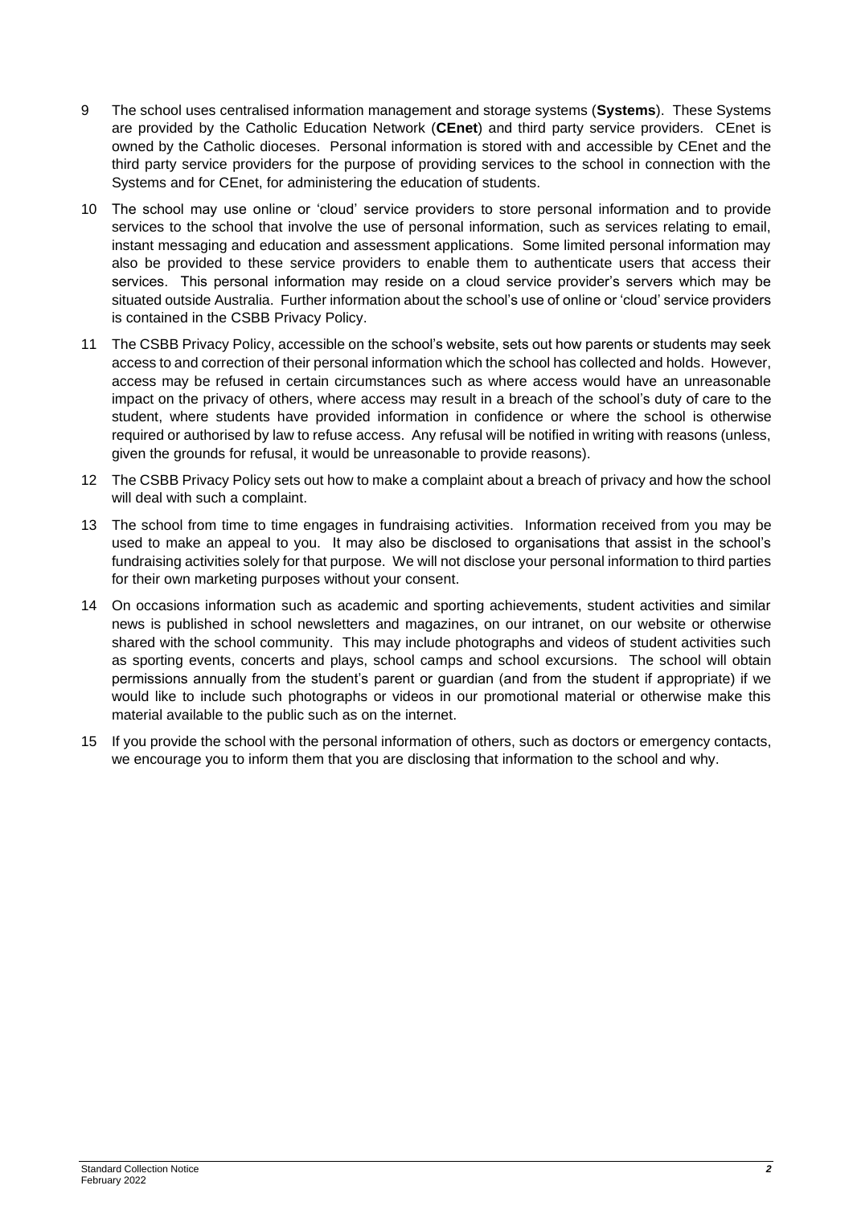9 The school uses centralised information management and storage systems (**Systems**). These Systems are provided by the Catholic Education Network (**CEnet**) and third party service providers. CEnet is owned by the Catholic dioceses. Personal information is stored with and accessible by CEnet and the third party service providers for the purpose of providing services to the school in connection with the Systems and for CEnet, for administering the education of students.

10 The school may use online or 'cloud' service providers to store personal information and to provide services to the school that involve the use of personal information, such as services relating to email, instant messaging and education and assessment applications. Some limited personal information may also be provided to these service providers to enable them to authenticate users that access their services. This personal information may reside on a cloud service provider's servers which may be situated outside Australia. Further information about the school's use of online or 'cloud' service providers is contained in the CSBB Privacy Policy.

11 The CSBB Privacy Policy, accessible on the school's website, sets out how parents or students may seek access to and correction of their personal information which the school has collected and holds. However, access may be refused in certain circumstances such as where access would have an unreasonable impact on the privacy of others, where access may result in a breach of the school's duty of care to the student, where students have provided information in confidence or where the school is otherwise required or authorised by law to refuse access. Any refusal will be notified in writing with reasons (unless, given the grounds for refusal, it would be unreasonable to provide reasons).

12 The CSBB Privacy Policy sets out how to make a complaint about a breach of privacy and how the school will deal with such a complaint.

13 The school from time to time engages in fundraising activities. Information received from you may be used to make an appeal to you. It may also be disclosed to organisations that assist in the school's fundraising activities solely for that purpose. We will not disclose your personal information to third parties for their own marketing purposes without your consent.

14 On occasions information such as academic and sporting achievements, student activities and similar news is published in school newsletters and magazines, on our intranet, on our website or otherwise shared with the school community. This may include photographs and videos of student activities such as sporting events, concerts and plays, school camps and school excursions. The school will obtain permissions annually from the student's parent or guardian (and from the student if appropriate) if we would like to include such photographs or videos in our promotional material or otherwise make this material available to the public such as on the internet.

15 If you provide the school with the personal information of others, such as doctors or emergency contacts, we encourage you to inform them that you are disclosing that information to the school and why.